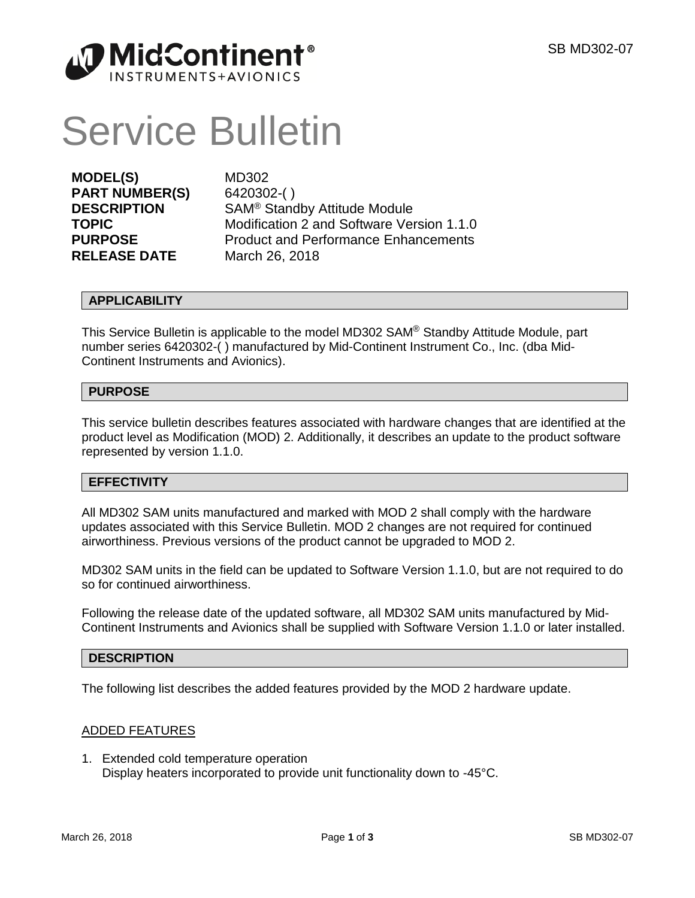# Service Bulletin

| | |
|---|---|
| **MODEL(S)** | MD302 |
| **PART NUMBER(S)** | 6420302-( ) |
| **DESCRIPTION** | SAM® Standby Attitude Module |
| **TOPIC** | Modification 2 and Software Version 1.1.0 |
| **PURPOSE** | Product and Performance Enhancements |
| **RELEASE DATE** | March 26, 2018 |

## APPLICABILITY

This Service Bulletin is applicable to the model MD302 SAM® Standby Attitude Module, part number series 6420302-( ) manufactured by Mid-Continent Instrument Co., Inc. (dba Mid-Continent Instruments and Avionics).

## PURPOSE

This service bulletin describes features associated with hardware changes that are identified at the product level as Modification (MOD) 2. Additionally, it describes an update to the product software represented by version 1.1.0.

## EFFECTIVITY

All MD302 SAM units manufactured and marked with MOD 2 shall comply with the hardware updates associated with this Service Bulletin. MOD 2 changes are not required for continued airworthiness. Previous versions of the product cannot be upgraded to MOD 2.

MD302 SAM units in the field can be updated to Software Version 1.1.0, but are not required to do so for continued airworthiness.

Following the release date of the updated software, all MD302 SAM units manufactured by Mid-Continent Instruments and Avionics shall be supplied with Software Version 1.1.0 or later installed.

## DESCRIPTION

The following list describes the added features provided by the MOD 2 hardware update.

### ADDED FEATURES

1. Extended cold temperature operation
   Display heaters incorporated to provide unit functionality down to -45°C.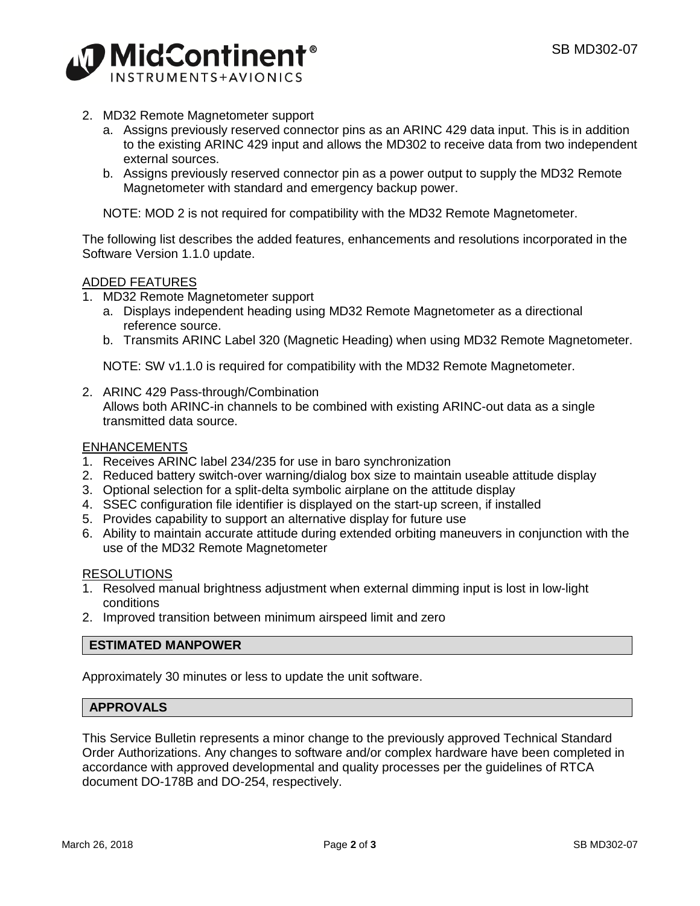2. MD32 Remote Magnetometer support
   a. Assigns previously reserved connector pins as an ARINC 429 data input. This is in addition to the existing ARINC 429 input and allows the MD302 to receive data from two independent external sources.
   b. Assigns previously reserved connector pin as a power output to supply the MD32 Remote Magnetometer with standard and emergency backup power.

   NOTE: MOD 2 is not required for compatibility with the MD32 Remote Magnetometer.

The following list describes the added features, enhancements and resolutions incorporated in the Software Version 1.1.0 update.

<u>ADDED FEATURES</u>

1. MD32 Remote Magnetometer support
   a. Displays independent heading using MD32 Remote Magnetometer as a directional reference source.
   b. Transmits ARINC Label 320 (Magnetic Heading) when using MD32 Remote Magnetometer.

   NOTE: SW v1.1.0 is required for compatibility with the MD32 Remote Magnetometer.

2. ARINC 429 Pass-through/Combination
   Allows both ARINC-in channels to be combined with existing ARINC-out data as a single transmitted data source.

<u>ENHANCEMENTS</u>

1. Receives ARINC label 234/235 for use in baro synchronization
2. Reduced battery switch-over warning/dialog box size to maintain useable attitude display
3. Optional selection for a split-delta symbolic airplane on the attitude display
4. SSEC configuration file identifier is displayed on the start-up screen, if installed
5. Provides capability to support an alternative display for future use
6. Ability to maintain accurate attitude during extended orbiting maneuvers in conjunction with the use of the MD32 Remote Magnetometer

<u>RESOLUTIONS</u>

1. Resolved manual brightness adjustment when external dimming input is lost in low-light conditions
2. Improved transition between minimum airspeed limit and zero

## ESTIMATED MANPOWER

Approximately 30 minutes or less to update the unit software.

## APPROVALS

This Service Bulletin represents a minor change to the previously approved Technical Standard Order Authorizations. Any changes to software and/or complex hardware have been completed in accordance with approved developmental and quality processes per the guidelines of RTCA document DO-178B and DO-254, respectively.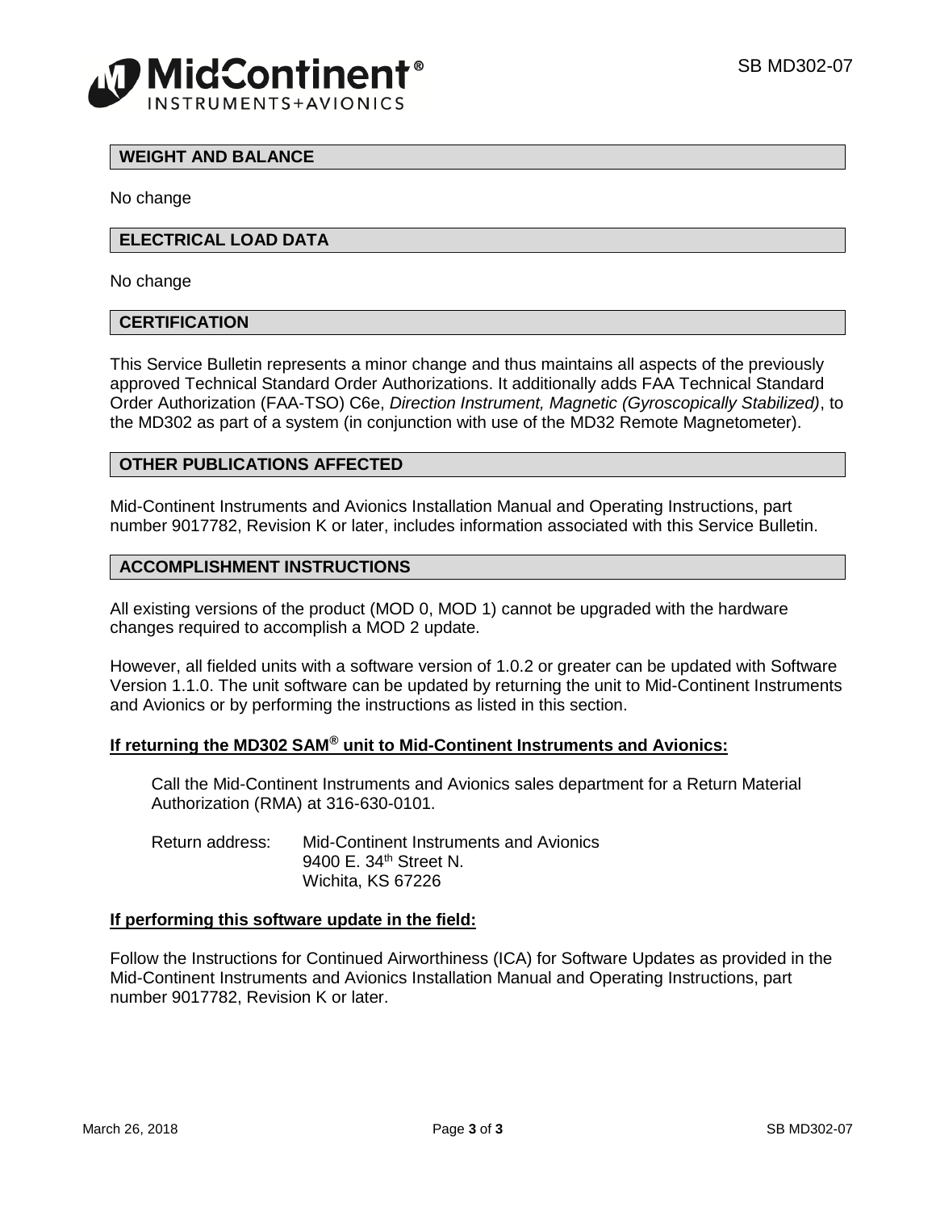## WEIGHT AND BALANCE

No change

## ELECTRICAL LOAD DATA

No change

## CERTIFICATION

This Service Bulletin represents a minor change and thus maintains all aspects of the previously approved Technical Standard Order Authorizations. It additionally adds FAA Technical Standard Order Authorization (FAA-TSO) C6e, *Direction Instrument, Magnetic (Gyroscopically Stabilized)*, to the MD302 as part of a system (in conjunction with use of the MD32 Remote Magnetometer).

## OTHER PUBLICATIONS AFFECTED

Mid-Continent Instruments and Avionics Installation Manual and Operating Instructions, part number 9017782, Revision K or later, includes information associated with this Service Bulletin.

## ACCOMPLISHMENT INSTRUCTIONS

All existing versions of the product (MOD 0, MOD 1) cannot be upgraded with the hardware changes required to accomplish a MOD 2 update.

However, all fielded units with a software version of 1.0.2 or greater can be updated with Software Version 1.1.0. The unit software can be updated by returning the unit to Mid-Continent Instruments and Avionics or by performing the instructions as listed in this section.

**If returning the MD302 SAM® unit to Mid-Continent Instruments and Avionics:**

Call the Mid-Continent Instruments and Avionics sales department for a Return Material Authorization (RMA) at 316-630-0101.

Return address: Mid-Continent Instruments and Avionics
9400 E. 34th Street N.
Wichita, KS 67226

**If performing this software update in the field:**

Follow the Instructions for Continued Airworthiness (ICA) for Software Updates as provided in the Mid-Continent Instruments and Avionics Installation Manual and Operating Instructions, part number 9017782, Revision K or later.